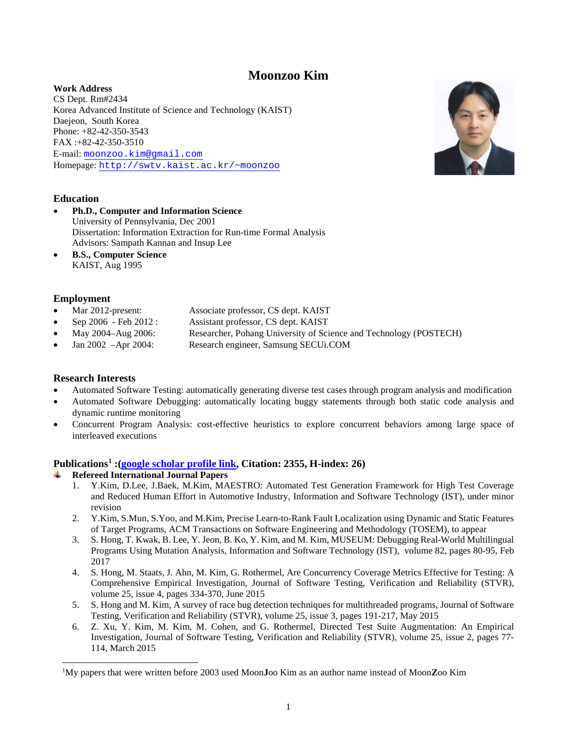# Moonzoo Kim

**Work Address**
CS Dept. Rm#2434
Korea Advanced Institute of Science and Technology (KAIST)
Daejeon, South Korea
Phone: +82-42-350-3543
FAX :+82-42-350-3510
E-mail: moonzoo.kim@gmail.com
Homepage: http://swtv.kaist.ac.kr/~moonzoo

## Education

- **Ph.D., Computer and Information Science**
  University of Pennsylvania, Dec 2001
  Dissertation: Information Extraction for Run-time Formal Analysis
  Advisors: Sampath Kannan and Insup Lee
- **B.S., Computer Science**
  KAIST, Aug 1995

## Employment

- Mar 2012-present: Associate professor, CS dept. KAIST
- Sep 2006 - Feb 2012 : Assistant professor, CS dept. KAIST
- May 2004–Aug 2006: Researcher, Pohang University of Science and Technology (POSTECH)
- Jan 2002 –Apr 2004: Research engineer, Samsung SECUi.COM

## Research Interests

- Automated Software Testing: automatically generating diverse test cases through program analysis and modification
- Automated Software Debugging: automatically locating buggy statements through both static code analysis and dynamic runtime monitoring
- Concurrent Program Analysis: cost-effective heuristics to explore concurrent behaviors among large space of interleaved executions

## Publications[1] :(google scholar profile link, Citation: 2355, H-index: 26)

### Refereed International Journal Papers

1. Y.Kim, D.Lee, J.Baek, M.Kim, MAESTRO: Automated Test Generation Framework for High Test Coverage and Reduced Human Effort in Automotive Industry, Information and Software Technology (IST), under minor revision
2. Y.Kim, S.Mun, S.Yoo, and M.Kim, Precise Learn-to-Rank Fault Localization using Dynamic and Static Features of Target Programs, ACM Transactions on Software Engineering and Methodology (TOSEM), to appear
3. S. Hong, T. Kwak, B. Lee, Y. Jeon, B. Ko, Y. Kim, and M. Kim, MUSEUM: Debugging Real-World Multilingual Programs Using Mutation Analysis, Information and Software Technology (IST), volume 82, pages 80-95, Feb 2017
4. S. Hong, M. Staats, J. Ahn, M. Kim, G. Rothermel, Are Concurrency Coverage Metrics Effective for Testing: A Comprehensive Empirical Investigation, Journal of Software Testing, Verification and Reliability (STVR), volume 25, issue 4, pages 334-370, June 2015
5. S. Hong and M. Kim, A survey of race bug detection techniques for multithreaded programs, Journal of Software Testing, Verification and Reliability (STVR), volume 25, issue 3, pages 191-217, May 2015
6. Z. Xu, Y. Kim, M. Kim, M. Cohen, and G. Rothermel, Directed Test Suite Augmentation: An Empirical Investigation, Journal of Software Testing, Verification and Reliability (STVR), volume 25, issue 2, pages 77-114, March 2015

---

[1] My papers that were written before 2003 used Moon**J**oo Kim as an author name instead of Moon**Z**oo Kim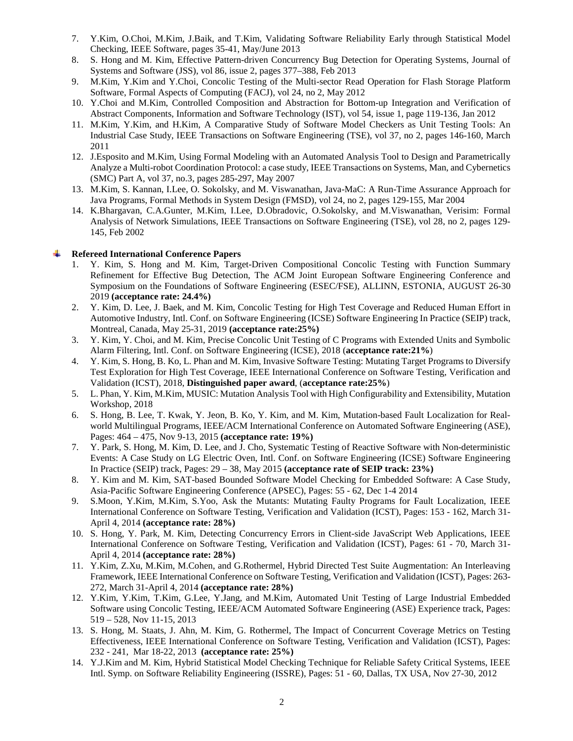7. Y.Kim, O.Choi, M.Kim, J.Baik, and T.Kim, Validating Software Reliability Early through Statistical Model Checking, IEEE Software, pages 35-41, May/June 2013
8. S. Hong and M. Kim, Effective Pattern-driven Concurrency Bug Detection for Operating Systems, Journal of Systems and Software (JSS), vol 86, issue 2, pages 377–388, Feb 2013
9. M.Kim, Y.Kim and Y.Choi, Concolic Testing of the Multi-sector Read Operation for Flash Storage Platform Software, Formal Aspects of Computing (FACJ), vol 24, no 2, May 2012
10. Y.Choi and M.Kim, Controlled Composition and Abstraction for Bottom-up Integration and Verification of Abstract Components, Information and Software Technology (IST), vol 54, issue 1, page 119-136, Jan 2012
11. M.Kim, Y.Kim, and H.Kim, A Comparative Study of Software Model Checkers as Unit Testing Tools: An Industrial Case Study, IEEE Transactions on Software Engineering (TSE), vol 37, no 2, pages 146-160, March 2011
12. J.Esposito and M.Kim, Using Formal Modeling with an Automated Analysis Tool to Design and Parametrically Analyze a Multi-robot Coordination Protocol: a case study, IEEE Transactions on Systems, Man, and Cybernetics (SMC) Part A, vol 37, no.3, pages 285-297, May 2007
13. M.Kim, S. Kannan, I.Lee, O. Sokolsky, and M. Viswanathan, Java-MaC: A Run-Time Assurance Approach for Java Programs, Formal Methods in System Design (FMSD), vol 24, no 2, pages 129-155, Mar 2004
14. K.Bhargavan, C.A.Gunter, M.Kim, I.Lee, D.Obradovic, O.Sokolsky, and M.Viswanathan, Verisim: Formal Analysis of Network Simulations, IEEE Transactions on Software Engineering (TSE), vol 28, no 2, pages 129-145, Feb 2002

**Refereed International Conference Papers**

1. Y. Kim, S. Hong and M. Kim, Target-Driven Compositional Concolic Testing with Function Summary Refinement for Effective Bug Detection, The ACM Joint European Software Engineering Conference and Symposium on the Foundations of Software Engineering (ESEC/FSE), ALLINN, ESTONIA, AUGUST 26-30 2019 **(acceptance rate: 24.4%)**
2. Y. Kim, D. Lee, J. Baek, and M. Kim, Concolic Testing for High Test Coverage and Reduced Human Effort in Automotive Industry, Intl. Conf. on Software Engineering (ICSE) Software Engineering In Practice (SEIP) track, Montreal, Canada, May 25-31, 2019 **(acceptance rate:25%)**
3. Y. Kim, Y. Choi, and M. Kim, Precise Concolic Unit Testing of C Programs with Extended Units and Symbolic Alarm Filtering, Intl. Conf. on Software Engineering (ICSE), 2018 (**acceptance rate:21%**)
4. Y. Kim, S. Hong, B. Ko, L. Phan and M. Kim, Invasive Software Testing: Mutating Target Programs to Diversify Test Exploration for High Test Coverage, IEEE International Conference on Software Testing, Verification and Validation (ICST), 2018, **Distinguished paper award**, (**acceptance rate:25%**)
5. L. Phan, Y. Kim, M.Kim, MUSIC: Mutation Analysis Tool with High Configurability and Extensibility, Mutation Workshop, 2018
6. S. Hong, B. Lee, T. Kwak, Y. Jeon, B. Ko, Y. Kim, and M. Kim, Mutation-based Fault Localization for Real-world Multilingual Programs, IEEE/ACM International Conference on Automated Software Engineering (ASE), Pages: 464 – 475, Nov 9-13, 2015 **(acceptance rate: 19%)**
7. Y. Park, S. Hong, M. Kim, D. Lee, and J. Cho, Systematic Testing of Reactive Software with Non-deterministic Events: A Case Study on LG Electric Oven, Intl. Conf. on Software Engineering (ICSE) Software Engineering In Practice (SEIP) track, Pages: 29 – 38, May 2015 **(acceptance rate of SEIP track: 23%)**
8. Y. Kim and M. Kim, SAT-based Bounded Software Model Checking for Embedded Software: A Case Study, Asia-Pacific Software Engineering Conference (APSEC), Pages: 55 - 62, Dec 1-4 2014
9. S.Moon, Y.Kim, M.Kim, S.Yoo, Ask the Mutants: Mutating Faulty Programs for Fault Localization, IEEE International Conference on Software Testing, Verification and Validation (ICST), Pages: 153 - 162, March 31-April 4, 2014 **(acceptance rate: 28%)**
10. S. Hong, Y. Park, M. Kim, Detecting Concurrency Errors in Client-side JavaScript Web Applications, IEEE International Conference on Software Testing, Verification and Validation (ICST), Pages: 61 - 70, March 31-April 4, 2014 **(acceptance rate: 28%)**
11. Y.Kim, Z.Xu, M.Kim, M.Cohen, and G.Rothermel, Hybrid Directed Test Suite Augmentation: An Interleaving Framework, IEEE International Conference on Software Testing, Verification and Validation (ICST), Pages: 263-272, March 31-April 4, 2014 **(acceptance rate: 28%)**
12. Y.Kim, Y.Kim, T.Kim, G.Lee, Y.Jang, and M.Kim, Automated Unit Testing of Large Industrial Embedded Software using Concolic Testing, IEEE/ACM Automated Software Engineering (ASE) Experience track, Pages: 519 – 528, Nov 11-15, 2013
13. S. Hong, M. Staats, J. Ahn, M. Kim, G. Rothermel, The Impact of Concurrent Coverage Metrics on Testing Effectiveness, IEEE International Conference on Software Testing, Verification and Validation (ICST), Pages: 232 - 241, Mar 18-22, 2013 **(acceptance rate: 25%)**
14. Y.J.Kim and M. Kim, Hybrid Statistical Model Checking Technique for Reliable Safety Critical Systems, IEEE Intl. Symp. on Software Reliability Engineering (ISSRE), Pages: 51 - 60, Dallas, TX USA, Nov 27-30, 2012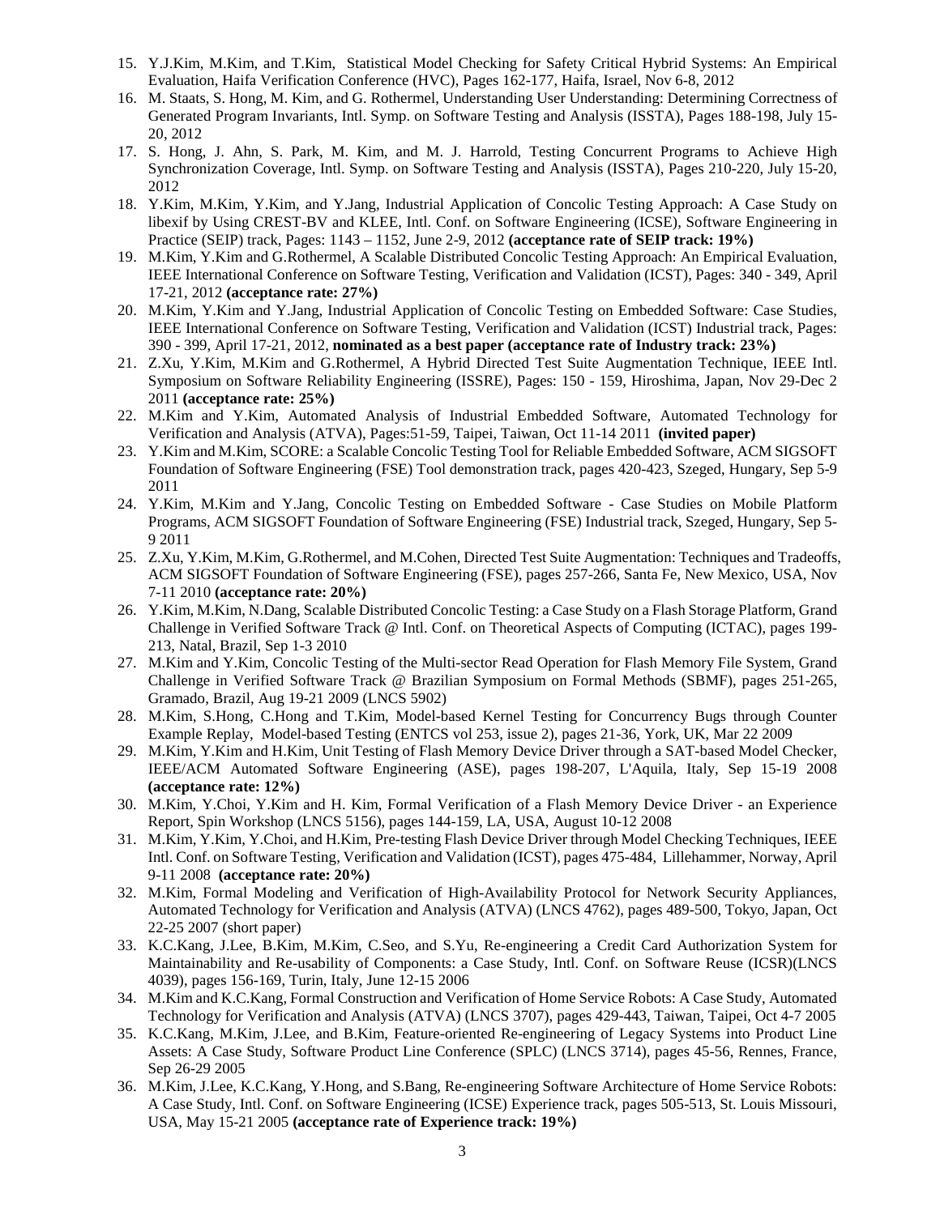15. Y.J.Kim, M.Kim, and T.Kim, Statistical Model Checking for Safety Critical Hybrid Systems: An Empirical Evaluation, Haifa Verification Conference (HVC), Pages 162-177, Haifa, Israel, Nov 6-8, 2012
16. M. Staats, S. Hong, M. Kim, and G. Rothermel, Understanding User Understanding: Determining Correctness of Generated Program Invariants, Intl. Symp. on Software Testing and Analysis (ISSTA), Pages 188-198, July 15-20, 2012
17. S. Hong, J. Ahn, S. Park, M. Kim, and M. J. Harrold, Testing Concurrent Programs to Achieve High Synchronization Coverage, Intl. Symp. on Software Testing and Analysis (ISSTA), Pages 210-220, July 15-20, 2012
18. Y.Kim, M.Kim, Y.Kim, and Y.Jang, Industrial Application of Concolic Testing Approach: A Case Study on libexif by Using CREST-BV and KLEE, Intl. Conf. on Software Engineering (ICSE), Software Engineering in Practice (SEIP) track, Pages: 1143 – 1152, June 2-9, 2012 **(acceptance rate of SEIP track: 19%)**
19. M.Kim, Y.Kim and G.Rothermel, A Scalable Distributed Concolic Testing Approach: An Empirical Evaluation, IEEE International Conference on Software Testing, Verification and Validation (ICST), Pages: 340 - 349, April 17-21, 2012 **(acceptance rate: 27%)**
20. M.Kim, Y.Kim and Y.Jang, Industrial Application of Concolic Testing on Embedded Software: Case Studies, IEEE International Conference on Software Testing, Verification and Validation (ICST) Industrial track, Pages: 390 - 399, April 17-21, 2012, **nominated as a best paper (acceptance rate of Industry track: 23%)**
21. Z.Xu, Y.Kim, M.Kim and G.Rothermel, A Hybrid Directed Test Suite Augmentation Technique, IEEE Intl. Symposium on Software Reliability Engineering (ISSRE), Pages: 150 - 159, Hiroshima, Japan, Nov 29-Dec 2 2011 **(acceptance rate: 25%)**
22. M.Kim and Y.Kim, Automated Analysis of Industrial Embedded Software, Automated Technology for Verification and Analysis (ATVA), Pages:51-59, Taipei, Taiwan, Oct 11-14 2011 **(invited paper)**
23. Y.Kim and M.Kim, SCORE: a Scalable Concolic Testing Tool for Reliable Embedded Software, ACM SIGSOFT Foundation of Software Engineering (FSE) Tool demonstration track, pages 420-423, Szeged, Hungary, Sep 5-9 2011
24. Y.Kim, M.Kim and Y.Jang, Concolic Testing on Embedded Software - Case Studies on Mobile Platform Programs, ACM SIGSOFT Foundation of Software Engineering (FSE) Industrial track, Szeged, Hungary, Sep 5-9 2011
25. Z.Xu, Y.Kim, M.Kim, G.Rothermel, and M.Cohen, Directed Test Suite Augmentation: Techniques and Tradeoffs, ACM SIGSOFT Foundation of Software Engineering (FSE), pages 257-266, Santa Fe, New Mexico, USA, Nov 7-11 2010 **(acceptance rate: 20%)**
26. Y.Kim, M.Kim, N.Dang, Scalable Distributed Concolic Testing: a Case Study on a Flash Storage Platform, Grand Challenge in Verified Software Track @ Intl. Conf. on Theoretical Aspects of Computing (ICTAC), pages 199-213, Natal, Brazil, Sep 1-3 2010
27. M.Kim and Y.Kim, Concolic Testing of the Multi-sector Read Operation for Flash Memory File System, Grand Challenge in Verified Software Track @ Brazilian Symposium on Formal Methods (SBMF), pages 251-265, Gramado, Brazil, Aug 19-21 2009 (LNCS 5902)
28. M.Kim, S.Hong, C.Hong and T.Kim, Model-based Kernel Testing for Concurrency Bugs through Counter Example Replay, Model-based Testing (ENTCS vol 253, issue 2), pages 21-36, York, UK, Mar 22 2009
29. M.Kim, Y.Kim and H.Kim, Unit Testing of Flash Memory Device Driver through a SAT-based Model Checker, IEEE/ACM Automated Software Engineering (ASE), pages 198-207, L'Aquila, Italy, Sep 15-19 2008 **(acceptance rate: 12%)**
30. M.Kim, Y.Choi, Y.Kim and H. Kim, Formal Verification of a Flash Memory Device Driver - an Experience Report, Spin Workshop (LNCS 5156), pages 144-159, LA, USA, August 10-12 2008
31. M.Kim, Y.Kim, Y.Choi, and H.Kim, Pre-testing Flash Device Driver through Model Checking Techniques, IEEE Intl. Conf. on Software Testing, Verification and Validation (ICST), pages 475-484, Lillehammer, Norway, April 9-11 2008 **(acceptance rate: 20%)**
32. M.Kim, Formal Modeling and Verification of High-Availability Protocol for Network Security Appliances, Automated Technology for Verification and Analysis (ATVA) (LNCS 4762), pages 489-500, Tokyo, Japan, Oct 22-25 2007 (short paper)
33. K.C.Kang, J.Lee, B.Kim, M.Kim, C.Seo, and S.Yu, Re-engineering a Credit Card Authorization System for Maintainability and Re-usability of Components: a Case Study, Intl. Conf. on Software Reuse (ICSR)(LNCS 4039), pages 156-169, Turin, Italy, June 12-15 2006
34. M.Kim and K.C.Kang, Formal Construction and Verification of Home Service Robots: A Case Study, Automated Technology for Verification and Analysis (ATVA) (LNCS 3707), pages 429-443, Taiwan, Taipei, Oct 4-7 2005
35. K.C.Kang, M.Kim, J.Lee, and B.Kim, Feature-oriented Re-engineering of Legacy Systems into Product Line Assets: A Case Study, Software Product Line Conference (SPLC) (LNCS 3714), pages 45-56, Rennes, France, Sep 26-29 2005
36. M.Kim, J.Lee, K.C.Kang, Y.Hong, and S.Bang, Re-engineering Software Architecture of Home Service Robots: A Case Study, Intl. Conf. on Software Engineering (ICSE) Experience track, pages 505-513, St. Louis Missouri, USA, May 15-21 2005 **(acceptance rate of Experience track: 19%)**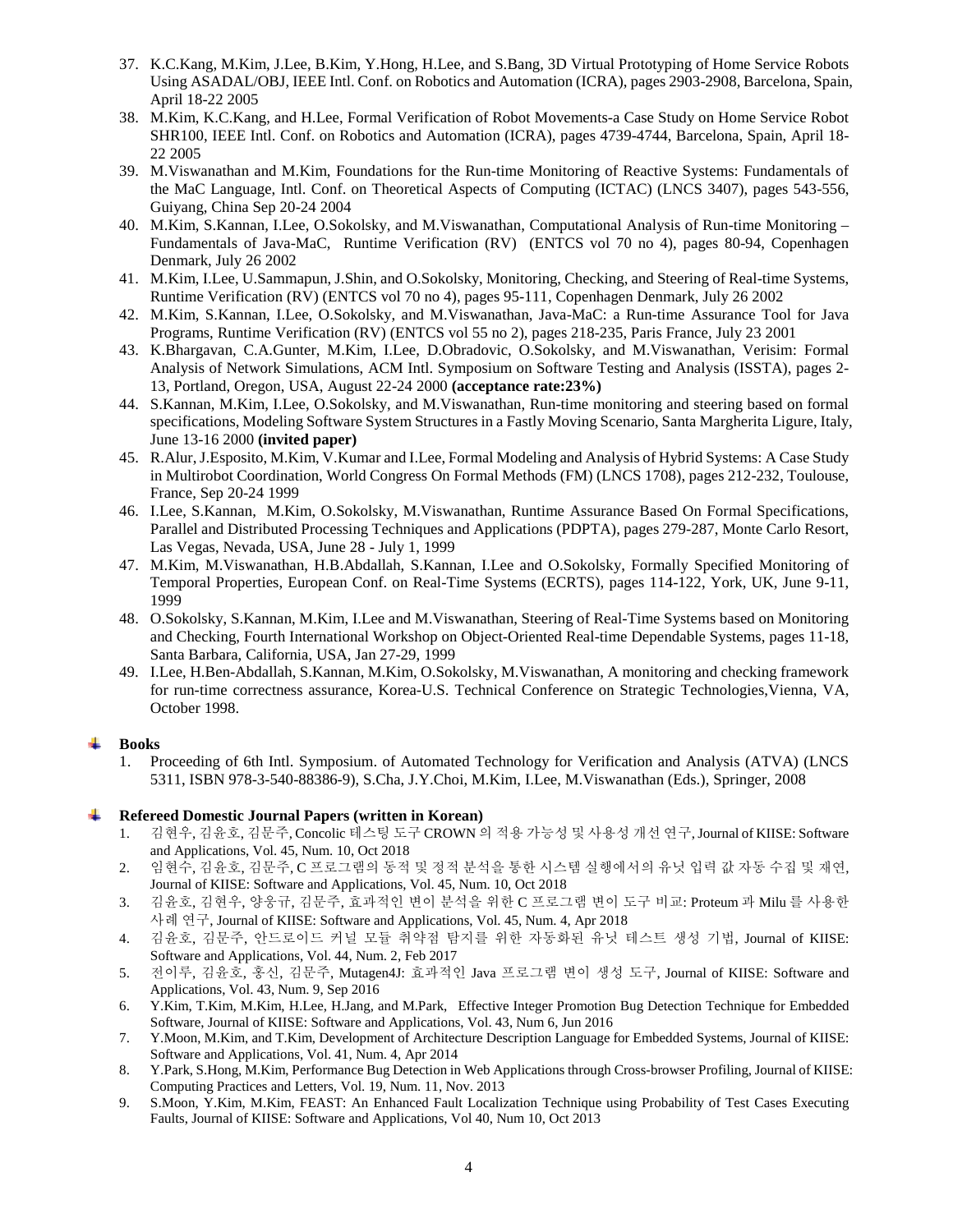37. K.C.Kang, M.Kim, J.Lee, B.Kim, Y.Hong, H.Lee, and S.Bang, 3D Virtual Prototyping of Home Service Robots Using ASADAL/OBJ, IEEE Intl. Conf. on Robotics and Automation (ICRA), pages 2903-2908, Barcelona, Spain, April 18-22 2005
38. M.Kim, K.C.Kang, and H.Lee, Formal Verification of Robot Movements-a Case Study on Home Service Robot SHR100, IEEE Intl. Conf. on Robotics and Automation (ICRA), pages 4739-4744, Barcelona, Spain, April 18-22 2005
39. M.Viswanathan and M.Kim, Foundations for the Run-time Monitoring of Reactive Systems: Fundamentals of the MaC Language, Intl. Conf. on Theoretical Aspects of Computing (ICTAC) (LNCS 3407), pages 543-556, Guiyang, China Sep 20-24 2004
40. M.Kim, S.Kannan, I.Lee, O.Sokolsky, and M.Viswanathan, Computational Analysis of Run-time Monitoring – Fundamentals of Java-MaC, Runtime Verification (RV) (ENTCS vol 70 no 4), pages 80-94, Copenhagen Denmark, July 26 2002
41. M.Kim, I.Lee, U.Sammapun, J.Shin, and O.Sokolsky, Monitoring, Checking, and Steering of Real-time Systems, Runtime Verification (RV) (ENTCS vol 70 no 4), pages 95-111, Copenhagen Denmark, July 26 2002
42. M.Kim, S.Kannan, I.Lee, O.Sokolsky, and M.Viswanathan, Java-MaC: a Run-time Assurance Tool for Java Programs, Runtime Verification (RV) (ENTCS vol 55 no 2), pages 218-235, Paris France, July 23 2001
43. K.Bhargavan, C.A.Gunter, M.Kim, I.Lee, D.Obradovic, O.Sokolsky, and M.Viswanathan, Verisim: Formal Analysis of Network Simulations, ACM Intl. Symposium on Software Testing and Analysis (ISSTA), pages 2-13, Portland, Oregon, USA, August 22-24 2000 **(acceptance rate:23%)**
44. S.Kannan, M.Kim, I.Lee, O.Sokolsky, and M.Viswanathan, Run-time monitoring and steering based on formal specifications, Modeling Software System Structures in a Fastly Moving Scenario, Santa Margherita Ligure, Italy, June 13-16 2000 **(invited paper)**
45. R.Alur, J.Esposito, M.Kim, V.Kumar and I.Lee, Formal Modeling and Analysis of Hybrid Systems: A Case Study in Multirobot Coordination, World Congress On Formal Methods (FM) (LNCS 1708), pages 212-232, Toulouse, France, Sep 20-24 1999
46. I.Lee, S.Kannan, M.Kim, O.Sokolsky, M.Viswanathan, Runtime Assurance Based On Formal Specifications, Parallel and Distributed Processing Techniques and Applications (PDPTA), pages 279-287, Monte Carlo Resort, Las Vegas, Nevada, USA, June 28 - July 1, 1999
47. M.Kim, M.Viswanathan, H.B.Abdallah, S.Kannan, I.Lee and O.Sokolsky, Formally Specified Monitoring of Temporal Properties, European Conf. on Real-Time Systems (ECRTS), pages 114-122, York, UK, June 9-11, 1999
48. O.Sokolsky, S.Kannan, M.Kim, I.Lee and M.Viswanathan, Steering of Real-Time Systems based on Monitoring and Checking, Fourth International Workshop on Object-Oriented Real-time Dependable Systems, pages 11-18, Santa Barbara, California, USA, Jan 27-29, 1999
49. I.Lee, H.Ben-Abdallah, S.Kannan, M.Kim, O.Sokolsky, M.Viswanathan, A monitoring and checking framework for run-time correctness assurance, Korea-U.S. Technical Conference on Strategic Technologies,Vienna, VA, October 1998.

### Books

1. Proceeding of 6th Intl. Symposium. of Automated Technology for Verification and Analysis (ATVA) (LNCS 5311, ISBN 978-3-540-88386-9), S.Cha, J.Y.Choi, M.Kim, I.Lee, M.Viswanathan (Eds.), Springer, 2008

### Refereed Domestic Journal Papers (written in Korean)

1. 김현우, 김윤호, 김문주, Concolic 테스팅 도구 CROWN 의 적용 가능성 및 사용성 개선 연구, Journal of KIISE: Software and Applications, Vol. 45, Num. 10, Oct 2018
2. 임현수, 김윤호, 김문주, C 프로그램의 동적 및 정적 분석을 통한 시스템 실행에서의 유닛 입력 값 자동 수집 및 재연, Journal of KIISE: Software and Applications, Vol. 45, Num. 10, Oct 2018
3. 김윤호, 김현우, 양웅규, 김문주, 효과적인 변이 분석을 위한 C 프로그램 변이 도구 비교: Proteum 과 Milu 를 사용한 사례 연구, Journal of KIISE: Software and Applications, Vol. 45, Num. 4, Apr 2018
4. 김윤호, 김문주, 안드로이드 커널 모듈 취약점 탐지를 위한 자동화된 유닛 테스트 생성 기법, Journal of KIISE: Software and Applications, Vol. 44, Num. 2, Feb 2017
5. 전이루, 김윤호, 홍신, 김문주, Mutagen4J: 효과적인 Java 프로그램 변이 생성 도구, Journal of KIISE: Software and Applications, Vol. 43, Num. 9, Sep 2016
6. Y.Kim, T.Kim, M.Kim, H.Lee, H.Jang, and M.Park, Effective Integer Promotion Bug Detection Technique for Embedded Software, Journal of KIISE: Software and Applications, Vol. 43, Num 6, Jun 2016
7. Y.Moon, M.Kim, and T.Kim, Development of Architecture Description Language for Embedded Systems, Journal of KIISE: Software and Applications, Vol. 41, Num. 4, Apr 2014
8. Y.Park, S.Hong, M.Kim, Performance Bug Detection in Web Applications through Cross-browser Profiling, Journal of KIISE: Computing Practices and Letters, Vol. 19, Num. 11, Nov. 2013
9. S.Moon, Y.Kim, M.Kim, FEAST: An Enhanced Fault Localization Technique using Probability of Test Cases Executing Faults, Journal of KIISE: Software and Applications, Vol 40, Num 10, Oct 2013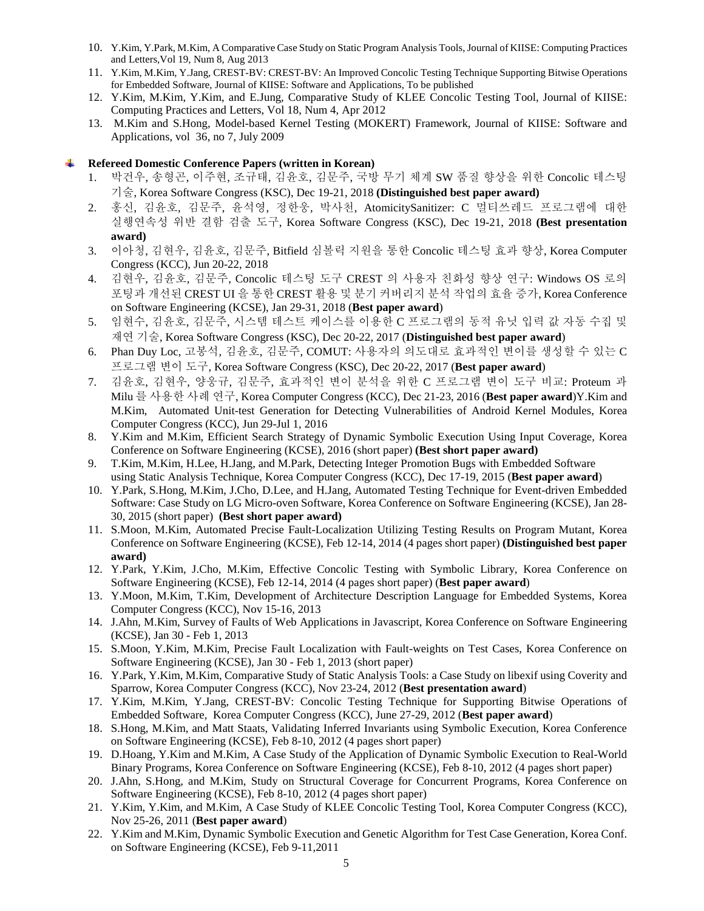10. Y.Kim, Y.Park, M.Kim, A Comparative Case Study on Static Program Analysis Tools, Journal of KIISE: Computing Practices and Letters,Vol 19, Num 8, Aug 2013
11. Y.Kim, M.Kim, Y.Jang, CREST-BV: CREST-BV: An Improved Concolic Testing Technique Supporting Bitwise Operations for Embedded Software, Journal of KIISE: Software and Applications, To be published
12. Y.Kim, M.Kim, Y.Kim, and E.Jung, Comparative Study of KLEE Concolic Testing Tool, Journal of KIISE: Computing Practices and Letters, Vol 18, Num 4, Apr 2012
13. M.Kim and S.Hong, Model-based Kernel Testing (MOKERT) Framework, Journal of KIISE: Software and Applications, vol 36, no 7, July 2009

**Refereed Domestic Conference Papers (written in Korean)**

1. 박건우, 송형곤, 이주현, 조규태, 김윤호, 김문주, 국방 무기 체계 SW 품질 향상을 위한 Concolic 테스팅 기술, Korea Software Congress (KSC), Dec 19-21, 2018 **(Distinguished best paper award)**
2. 홍신, 김윤호, 김문주, 윤석영, 정한웅, 박사천, AtomicitySanitizer: C 멀티쓰레드 프로그램에 대한 실행연속성 위반 결함 검출 도구, Korea Software Congress (KSC), Dec 19-21, 2018 **(Best presentation award)**
3. 이아청, 김현우, 김윤호, 김문주, Bitfield 심볼릭 지원을 통한 Concolic 테스팅 효과 향상, Korea Computer Congress (KCC), Jun 20-22, 2018
4. 김현우, 김윤호, 김문주, Concolic 테스팅 도구 CREST 의 사용자 친화성 향상 연구: Windows OS 로의 포팅과 개선된 CREST UI 을 통한 CREST 활용 및 분기 커버리지 분석 작업의 효율 증가, Korea Conference on Software Engineering (KCSE), Jan 29-31, 2018 (**Best paper award**)
5. 임현수, 김윤호, 김문주, 시스템 테스트 케이스를 이용한 C 프로그램의 동적 유닛 입력 값 자동 수집 및 재연 기술, Korea Software Congress (KSC), Dec 20-22, 2017 (**Distinguished best paper award**)
6. Phan Duy Loc, 고봉석, 김윤호, 김문주, COMUT: 사용자의 의도대로 효과적인 변이를 생성할 수 있는 C 프로그램 변이 도구, Korea Software Congress (KSC), Dec 20-22, 2017 (**Best paper award**)
7. 김윤호, 김현우, 양웅규, 김문주, 효과적인 변이 분석을 위한 C 프로그램 변이 도구 비교: Proteum 과 Milu 를 사용한 사례 연구, Korea Computer Congress (KCC), Dec 21-23, 2016 (**Best paper award**)Y.Kim and M.Kim, Automated Unit-test Generation for Detecting Vulnerabilities of Android Kernel Modules, Korea Computer Congress (KCC), Jun 29-Jul 1, 2016
8. Y.Kim and M.Kim, Efficient Search Strategy of Dynamic Symbolic Execution Using Input Coverage, Korea Conference on Software Engineering (KCSE), 2016 (short paper) **(Best short paper award)**
9. T.Kim, M.Kim, H.Lee, H.Jang, and M.Park, Detecting Integer Promotion Bugs with Embedded Software using Static Analysis Technique, Korea Computer Congress (KCC), Dec 17-19, 2015 (**Best paper award**)
10. Y.Park, S.Hong, M.Kim, J.Cho, D.Lee, and H.Jang, Automated Testing Technique for Event-driven Embedded Software: Case Study on LG Micro-oven Software, Korea Conference on Software Engineering (KCSE), Jan 28-30, 2015 (short paper) **(Best short paper award)**
11. S.Moon, M.Kim, Automated Precise Fault-Localization Utilizing Testing Results on Program Mutant, Korea Conference on Software Engineering (KCSE), Feb 12-14, 2014 (4 pages short paper) **(Distinguished best paper award)**
12. Y.Park, Y.Kim, J.Cho, M.Kim, Effective Concolic Testing with Symbolic Library, Korea Conference on Software Engineering (KCSE), Feb 12-14, 2014 (4 pages short paper) (**Best paper award**)
13. Y.Moon, M.Kim, T.Kim, Development of Architecture Description Language for Embedded Systems, Korea Computer Congress (KCC), Nov 15-16, 2013
14. J.Ahn, M.Kim, Survey of Faults of Web Applications in Javascript, Korea Conference on Software Engineering (KCSE), Jan 30 - Feb 1, 2013
15. S.Moon, Y.Kim, M.Kim, Precise Fault Localization with Fault-weights on Test Cases, Korea Conference on Software Engineering (KCSE), Jan 30 - Feb 1, 2013 (short paper)
16. Y.Park, Y.Kim, M.Kim, Comparative Study of Static Analysis Tools: a Case Study on libexif using Coverity and Sparrow, Korea Computer Congress (KCC), Nov 23-24, 2012 (**Best presentation award**)
17. Y.Kim, M.Kim, Y.Jang, CREST-BV: Concolic Testing Technique for Supporting Bitwise Operations of Embedded Software, Korea Computer Congress (KCC), June 27-29, 2012 (**Best paper award**)
18. S.Hong, M.Kim, and Matt Staats, Validating Inferred Invariants using Symbolic Execution, Korea Conference on Software Engineering (KCSE), Feb 8-10, 2012 (4 pages short paper)
19. D.Hoang, Y.Kim and M.Kim, A Case Study of the Application of Dynamic Symbolic Execution to Real-World Binary Programs, Korea Conference on Software Engineering (KCSE), Feb 8-10, 2012 (4 pages short paper)
20. J.Ahn, S.Hong, and M.Kim, Study on Structural Coverage for Concurrent Programs, Korea Conference on Software Engineering (KCSE), Feb 8-10, 2012 (4 pages short paper)
21. Y.Kim, Y.Kim, and M.Kim, A Case Study of KLEE Concolic Testing Tool, Korea Computer Congress (KCC), Nov 25-26, 2011 (**Best paper award**)
22. Y.Kim and M.Kim, Dynamic Symbolic Execution and Genetic Algorithm for Test Case Generation, Korea Conf. on Software Engineering (KCSE), Feb 9-11,2011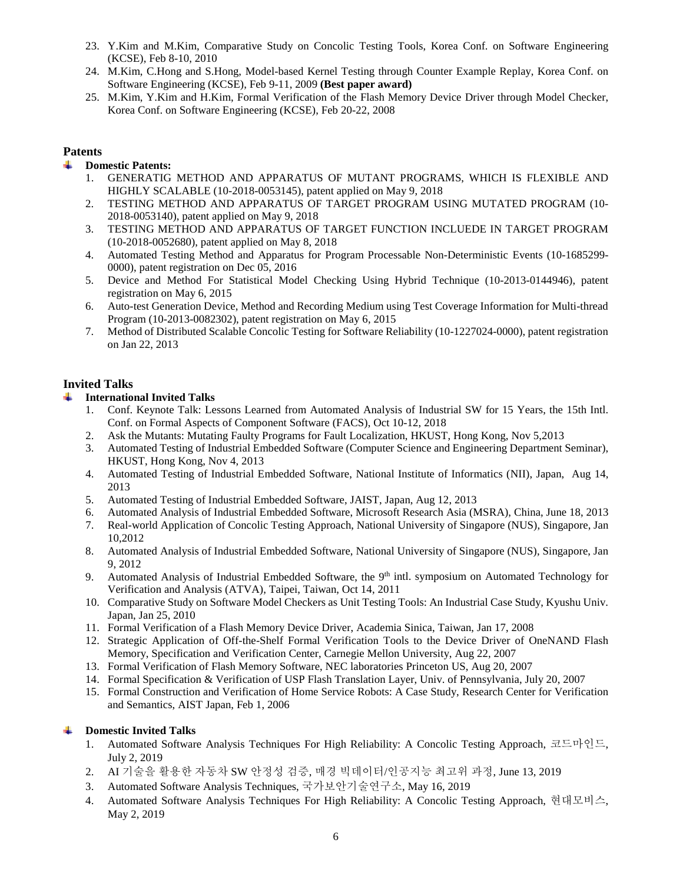23. Y.Kim and M.Kim, Comparative Study on Concolic Testing Tools, Korea Conf. on Software Engineering (KCSE), Feb 8-10, 2010
24. M.Kim, C.Hong and S.Hong, Model-based Kernel Testing through Counter Example Replay, Korea Conf. on Software Engineering (KCSE), Feb 9-11, 2009 **(Best paper award)**
25. M.Kim, Y.Kim and H.Kim, Formal Verification of the Flash Memory Device Driver through Model Checker, Korea Conf. on Software Engineering (KCSE), Feb 20-22, 2008

## Patents

- **Domestic Patents:**
  1. GENERATIG METHOD AND APPARATUS OF MUTANT PROGRAMS, WHICH IS FLEXIBLE AND HIGHLY SCALABLE (10-2018-0053145), patent applied on May 9, 2018
  2. TESTING METHOD AND APPARATUS OF TARGET PROGRAM USING MUTATED PROGRAM (10-2018-0053140), patent applied on May 9, 2018
  3. TESTING METHOD AND APPARATUS OF TARGET FUNCTION INCLUEDE IN TARGET PROGRAM (10-2018-0052680), patent applied on May 8, 2018
  4. Automated Testing Method and Apparatus for Program Processable Non-Deterministic Events (10-1685299-0000), patent registration on Dec 05, 2016
  5. Device and Method For Statistical Model Checking Using Hybrid Technique (10-2013-0144946), patent registration on May 6, 2015
  6. Auto-test Generation Device, Method and Recording Medium using Test Coverage Information for Multi-thread Program (10-2013-0082302), patent registration on May 6, 2015
  7. Method of Distributed Scalable Concolic Testing for Software Reliability (10-1227024-0000), patent registration on Jan 22, 2013

## Invited Talks

- **International Invited Talks**
  1. Conf. Keynote Talk: Lessons Learned from Automated Analysis of Industrial SW for 15 Years, the 15th Intl. Conf. on Formal Aspects of Component Software (FACS), Oct 10-12, 2018
  2. Ask the Mutants: Mutating Faulty Programs for Fault Localization, HKUST, Hong Kong, Nov 5,2013
  3. Automated Testing of Industrial Embedded Software (Computer Science and Engineering Department Seminar), HKUST, Hong Kong, Nov 4, 2013
  4. Automated Testing of Industrial Embedded Software, National Institute of Informatics (NII), Japan, Aug 14, 2013
  5. Automated Testing of Industrial Embedded Software, JAIST, Japan, Aug 12, 2013
  6. Automated Analysis of Industrial Embedded Software, Microsoft Research Asia (MSRA), China, June 18, 2013
  7. Real-world Application of Concolic Testing Approach, National University of Singapore (NUS), Singapore, Jan 10,2012
  8. Automated Analysis of Industrial Embedded Software, National University of Singapore (NUS), Singapore, Jan 9, 2012
  9. Automated Analysis of Industrial Embedded Software, the 9th intl. symposium on Automated Technology for Verification and Analysis (ATVA), Taipei, Taiwan, Oct 14, 2011
  10. Comparative Study on Software Model Checkers as Unit Testing Tools: An Industrial Case Study, Kyushu Univ. Japan, Jan 25, 2010
  11. Formal Verification of a Flash Memory Device Driver, Academia Sinica, Taiwan, Jan 17, 2008
  12. Strategic Application of Off-the-Shelf Formal Verification Tools to the Device Driver of OneNAND Flash Memory, Specification and Verification Center, Carnegie Mellon University, Aug 22, 2007
  13. Formal Verification of Flash Memory Software, NEC laboratories Princeton US, Aug 20, 2007
  14. Formal Specification & Verification of USP Flash Translation Layer, Univ. of Pennsylvania, July 20, 2007
  15. Formal Construction and Verification of Home Service Robots: A Case Study, Research Center for Verification and Semantics, AIST Japan, Feb 1, 2006

- **Domestic Invited Talks**
  1. Automated Software Analysis Techniques For High Reliability: A Concolic Testing Approach, 코드마인드, July 2, 2019
  2. AI 기술을 활용한 자동차 SW 안정성 검증, 매경 빅데이터/인공지능 최고위 과정, June 13, 2019
  3. Automated Software Analysis Techniques, 국가보안기술연구소, May 16, 2019
  4. Automated Software Analysis Techniques For High Reliability: A Concolic Testing Approach, 현대모비스, May 2, 2019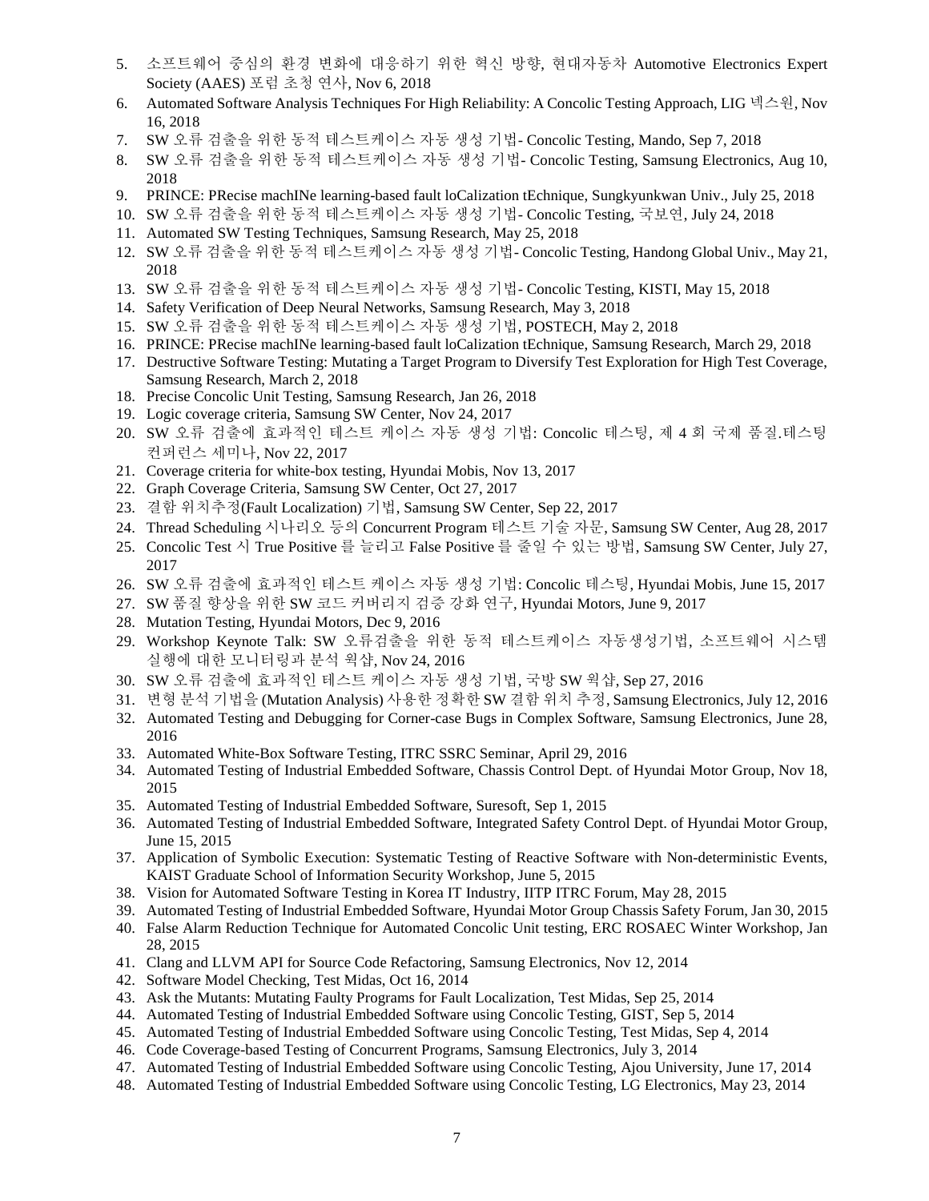5. 소프트웨어 중심의 환경 변화에 대응하기 위한 혁신 방향, 현대자동차 Automotive Electronics Expert Society (AAES) 포럼 초청 연사, Nov 6, 2018
6. Automated Software Analysis Techniques For High Reliability: A Concolic Testing Approach, LIG 넥스원, Nov 16, 2018
7. SW 오류 검출을 위한 동적 테스트케이스 자동 생성 기법- Concolic Testing, Mando, Sep 7, 2018
8. SW 오류 검출을 위한 동적 테스트케이스 자동 생성 기법- Concolic Testing, Samsung Electronics, Aug 10, 2018
9. PRINCE: PRecise machINe learning-based fault loCalization tEchnique, Sungkyunkwan Univ., July 25, 2018
10. SW 오류 검출을 위한 동적 테스트케이스 자동 생성 기법- Concolic Testing, 국보연, July 24, 2018
11. Automated SW Testing Techniques, Samsung Research, May 25, 2018
12. SW 오류 검출을 위한 동적 테스트케이스 자동 생성 기법- Concolic Testing, Handong Global Univ., May 21, 2018
13. SW 오류 검출을 위한 동적 테스트케이스 자동 생성 기법- Concolic Testing, KISTI, May 15, 2018
14. Safety Verification of Deep Neural Networks, Samsung Research, May 3, 2018
15. SW 오류 검출을 위한 동적 테스트케이스 자동 생성 기법, POSTECH, May 2, 2018
16. PRINCE: PRecise machINe learning-based fault loCalization tEchnique, Samsung Research, March 29, 2018
17. Destructive Software Testing: Mutating a Target Program to Diversify Test Exploration for High Test Coverage, Samsung Research, March 2, 2018
18. Precise Concolic Unit Testing, Samsung Research, Jan 26, 2018
19. Logic coverage criteria, Samsung SW Center, Nov 24, 2017
20. SW 오류 검출에 효과적인 테스트 케이스 자동 생성 기법: Concolic 테스팅, 제 4 회 국제 품질.테스팅 컨퍼런스 세미나, Nov 22, 2017
21. Coverage criteria for white-box testing, Hyundai Mobis, Nov 13, 2017
22. Graph Coverage Criteria, Samsung SW Center, Oct 27, 2017
23. 결함 위치추정(Fault Localization) 기법, Samsung SW Center, Sep 22, 2017
24. Thread Scheduling 시나리오 등의 Concurrent Program 테스트 기술 자문, Samsung SW Center, Aug 28, 2017
25. Concolic Test 시 True Positive 를 늘리고 False Positive 를 줄일 수 있는 방법, Samsung SW Center, July 27, 2017
26. SW 오류 검출에 효과적인 테스트 케이스 자동 생성 기법: Concolic 테스팅, Hyundai Mobis, June 15, 2017
27. SW 품질 향상을 위한 SW 코드 커버리지 검증 강화 연구, Hyundai Motors, June 9, 2017
28. Mutation Testing, Hyundai Motors, Dec 9, 2016
29. Workshop Keynote Talk: SW 오류검출을 위한 동적 테스트케이스 자동생성기법, 소프트웨어 시스템 실행에 대한 모니터링과 분석 웍샵, Nov 24, 2016
30. SW 오류 검출에 효과적인 테스트 케이스 자동 생성 기법, 국방 SW 웍샵, Sep 27, 2016
31. 변형 분석 기법을 (Mutation Analysis) 사용한 정확한 SW 결함 위치 추정, Samsung Electronics, July 12, 2016
32. Automated Testing and Debugging for Corner-case Bugs in Complex Software, Samsung Electronics, June 28, 2016
33. Automated White-Box Software Testing, ITRC SSRC Seminar, April 29, 2016
34. Automated Testing of Industrial Embedded Software, Chassis Control Dept. of Hyundai Motor Group, Nov 18, 2015
35. Automated Testing of Industrial Embedded Software, Suresoft, Sep 1, 2015
36. Automated Testing of Industrial Embedded Software, Integrated Safety Control Dept. of Hyundai Motor Group, June 15, 2015
37. Application of Symbolic Execution: Systematic Testing of Reactive Software with Non-deterministic Events, KAIST Graduate School of Information Security Workshop, June 5, 2015
38. Vision for Automated Software Testing in Korea IT Industry, IITP ITRC Forum, May 28, 2015
39. Automated Testing of Industrial Embedded Software, Hyundai Motor Group Chassis Safety Forum, Jan 30, 2015
40. False Alarm Reduction Technique for Automated Concolic Unit testing, ERC ROSAEC Winter Workshop, Jan 28, 2015
41. Clang and LLVM API for Source Code Refactoring, Samsung Electronics, Nov 12, 2014
42. Software Model Checking, Test Midas, Oct 16, 2014
43. Ask the Mutants: Mutating Faulty Programs for Fault Localization, Test Midas, Sep 25, 2014
44. Automated Testing of Industrial Embedded Software using Concolic Testing, GIST, Sep 5, 2014
45. Automated Testing of Industrial Embedded Software using Concolic Testing, Test Midas, Sep 4, 2014
46. Code Coverage-based Testing of Concurrent Programs, Samsung Electronics, July 3, 2014
47. Automated Testing of Industrial Embedded Software using Concolic Testing, Ajou University, June 17, 2014
48. Automated Testing of Industrial Embedded Software using Concolic Testing, LG Electronics, May 23, 2014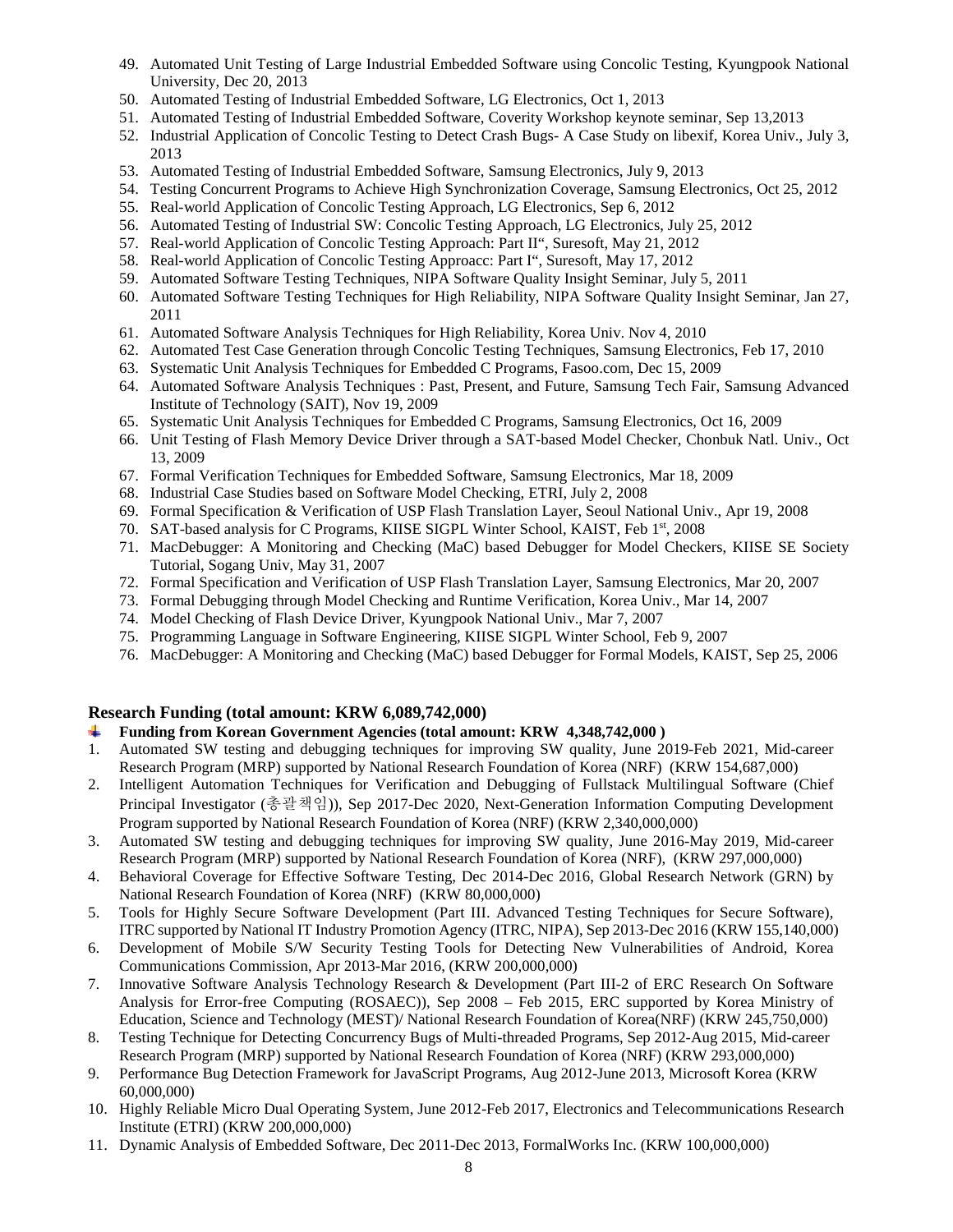49. Automated Unit Testing of Large Industrial Embedded Software using Concolic Testing, Kyungpook National University, Dec 20, 2013
50. Automated Testing of Industrial Embedded Software, LG Electronics, Oct 1, 2013
51. Automated Testing of Industrial Embedded Software, Coverity Workshop keynote seminar, Sep 13,2013
52. Industrial Application of Concolic Testing to Detect Crash Bugs- A Case Study on libexif, Korea Univ., July 3, 2013
53. Automated Testing of Industrial Embedded Software, Samsung Electronics, July 9, 2013
54. Testing Concurrent Programs to Achieve High Synchronization Coverage, Samsung Electronics, Oct 25, 2012
55. Real-world Application of Concolic Testing Approach, LG Electronics, Sep 6, 2012
56. Automated Testing of Industrial SW: Concolic Testing Approach, LG Electronics, July 25, 2012
57. Real-world Application of Concolic Testing Approach: Part II", Suresoft, May 21, 2012
58. Real-world Application of Concolic Testing Approacc: Part I", Suresoft, May 17, 2012
59. Automated Software Testing Techniques, NIPA Software Quality Insight Seminar, July 5, 2011
60. Automated Software Testing Techniques for High Reliability, NIPA Software Quality Insight Seminar, Jan 27, 2011
61. Automated Software Analysis Techniques for High Reliability, Korea Univ. Nov 4, 2010
62. Automated Test Case Generation through Concolic Testing Techniques, Samsung Electronics, Feb 17, 2010
63. Systematic Unit Analysis Techniques for Embedded C Programs, Fasoo.com, Dec 15, 2009
64. Automated Software Analysis Techniques : Past, Present, and Future, Samsung Tech Fair, Samsung Advanced Institute of Technology (SAIT), Nov 19, 2009
65. Systematic Unit Analysis Techniques for Embedded C Programs, Samsung Electronics, Oct 16, 2009
66. Unit Testing of Flash Memory Device Driver through a SAT-based Model Checker, Chonbuk Natl. Univ., Oct 13, 2009
67. Formal Verification Techniques for Embedded Software, Samsung Electronics, Mar 18, 2009
68. Industrial Case Studies based on Software Model Checking, ETRI, July 2, 2008
69. Formal Specification & Verification of USP Flash Translation Layer, Seoul National Univ., Apr 19, 2008
70. SAT-based analysis for C Programs, KIISE SIGPL Winter School, KAIST, Feb 1st, 2008
71. MacDebugger: A Monitoring and Checking (MaC) based Debugger for Model Checkers, KIISE SE Society Tutorial, Sogang Univ, May 31, 2007
72. Formal Specification and Verification of USP Flash Translation Layer, Samsung Electronics, Mar 20, 2007
73. Formal Debugging through Model Checking and Runtime Verification, Korea Univ., Mar 14, 2007
74. Model Checking of Flash Device Driver, Kyungpook National Univ., Mar 7, 2007
75. Programming Language in Software Engineering, KIISE SIGPL Winter School, Feb 9, 2007
76. MacDebugger: A Monitoring and Checking (MaC) based Debugger for Formal Models, KAIST, Sep 25, 2006

## Research Funding (total amount: KRW 6,089,742,000)

- **Funding from Korean Government Agencies (total amount: KRW 4,348,742,000 )**

1. Automated SW testing and debugging techniques for improving SW quality, June 2019-Feb 2021, Mid-career Research Program (MRP) supported by National Research Foundation of Korea (NRF) (KRW 154,687,000)
2. Intelligent Automation Techniques for Verification and Debugging of Fullstack Multilingual Software (Chief Principal Investigator (총괄책임)), Sep 2017-Dec 2020, Next-Generation Information Computing Development Program supported by National Research Foundation of Korea (NRF) (KRW 2,340,000,000)
3. Automated SW testing and debugging techniques for improving SW quality, June 2016-May 2019, Mid-career Research Program (MRP) supported by National Research Foundation of Korea (NRF), (KRW 297,000,000)
4. Behavioral Coverage for Effective Software Testing, Dec 2014-Dec 2016, Global Research Network (GRN) by National Research Foundation of Korea (NRF) (KRW 80,000,000)
5. Tools for Highly Secure Software Development (Part III. Advanced Testing Techniques for Secure Software), ITRC supported by National IT Industry Promotion Agency (ITRC, NIPA), Sep 2013-Dec 2016 (KRW 155,140,000)
6. Development of Mobile S/W Security Testing Tools for Detecting New Vulnerabilities of Android, Korea Communications Commission, Apr 2013-Mar 2016, (KRW 200,000,000)
7. Innovative Software Analysis Technology Research & Development (Part III-2 of ERC Research On Software Analysis for Error-free Computing (ROSAEC)), Sep 2008 – Feb 2015, ERC supported by Korea Ministry of Education, Science and Technology (MEST)/ National Research Foundation of Korea(NRF) (KRW 245,750,000)
8. Testing Technique for Detecting Concurrency Bugs of Multi-threaded Programs, Sep 2012-Aug 2015, Mid-career Research Program (MRP) supported by National Research Foundation of Korea (NRF) (KRW 293,000,000)
9. Performance Bug Detection Framework for JavaScript Programs, Aug 2012-June 2013, Microsoft Korea (KRW 60,000,000)
10. Highly Reliable Micro Dual Operating System, June 2012-Feb 2017, Electronics and Telecommunications Research Institute (ETRI) (KRW 200,000,000)
11. Dynamic Analysis of Embedded Software, Dec 2011-Dec 2013, FormalWorks Inc. (KRW 100,000,000)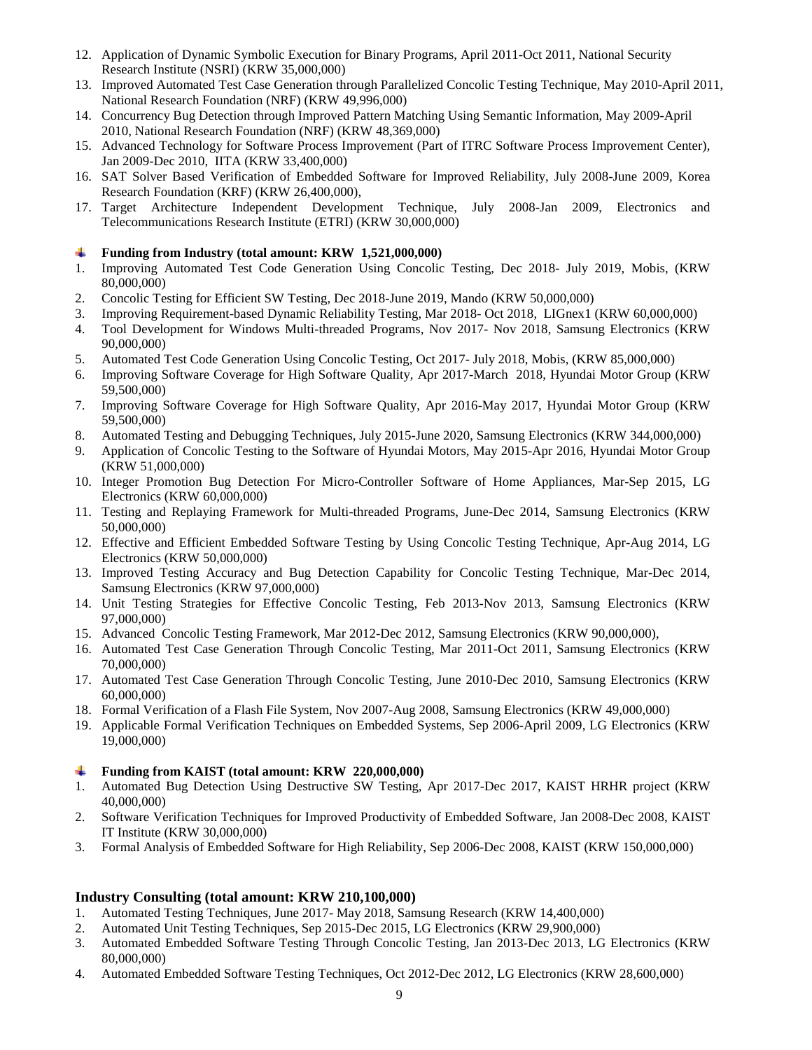12. Application of Dynamic Symbolic Execution for Binary Programs, April 2011-Oct 2011, National Security Research Institute (NSRI) (KRW 35,000,000)
13. Improved Automated Test Case Generation through Parallelized Concolic Testing Technique, May 2010-April 2011, National Research Foundation (NRF) (KRW 49,996,000)
14. Concurrency Bug Detection through Improved Pattern Matching Using Semantic Information, May 2009-April 2010, National Research Foundation (NRF) (KRW 48,369,000)
15. Advanced Technology for Software Process Improvement (Part of ITRC Software Process Improvement Center), Jan 2009-Dec 2010, IITA (KRW 33,400,000)
16. SAT Solver Based Verification of Embedded Software for Improved Reliability, July 2008-June 2009, Korea Research Foundation (KRF) (KRW 26,400,000),
17. Target Architecture Independent Development Technique, July 2008-Jan 2009, Electronics and Telecommunications Research Institute (ETRI) (KRW 30,000,000)

- **Funding from Industry (total amount: KRW 1,521,000,000)**

1. Improving Automated Test Code Generation Using Concolic Testing, Dec 2018- July 2019, Mobis, (KRW 80,000,000)
2. Concolic Testing for Efficient SW Testing, Dec 2018-June 2019, Mando (KRW 50,000,000)
3. Improving Requirement-based Dynamic Reliability Testing, Mar 2018- Oct 2018, LIGnex1 (KRW 60,000,000)
4. Tool Development for Windows Multi-threaded Programs, Nov 2017- Nov 2018, Samsung Electronics (KRW 90,000,000)
5. Automated Test Code Generation Using Concolic Testing, Oct 2017- July 2018, Mobis, (KRW 85,000,000)
6. Improving Software Coverage for High Software Quality, Apr 2017-March 2018, Hyundai Motor Group (KRW 59,500,000)
7. Improving Software Coverage for High Software Quality, Apr 2016-May 2017, Hyundai Motor Group (KRW 59,500,000)
8. Automated Testing and Debugging Techniques, July 2015-June 2020, Samsung Electronics (KRW 344,000,000)
9. Application of Concolic Testing to the Software of Hyundai Motors, May 2015-Apr 2016, Hyundai Motor Group (KRW 51,000,000)
10. Integer Promotion Bug Detection For Micro-Controller Software of Home Appliances, Mar-Sep 2015, LG Electronics (KRW 60,000,000)
11. Testing and Replaying Framework for Multi-threaded Programs, June-Dec 2014, Samsung Electronics (KRW 50,000,000)
12. Effective and Efficient Embedded Software Testing by Using Concolic Testing Technique, Apr-Aug 2014, LG Electronics (KRW 50,000,000)
13. Improved Testing Accuracy and Bug Detection Capability for Concolic Testing Technique, Mar-Dec 2014, Samsung Electronics (KRW 97,000,000)
14. Unit Testing Strategies for Effective Concolic Testing, Feb 2013-Nov 2013, Samsung Electronics (KRW 97,000,000)
15. Advanced Concolic Testing Framework, Mar 2012-Dec 2012, Samsung Electronics (KRW 90,000,000),
16. Automated Test Case Generation Through Concolic Testing, Mar 2011-Oct 2011, Samsung Electronics (KRW 70,000,000)
17. Automated Test Case Generation Through Concolic Testing, June 2010-Dec 2010, Samsung Electronics (KRW 60,000,000)
18. Formal Verification of a Flash File System, Nov 2007-Aug 2008, Samsung Electronics (KRW 49,000,000)
19. Applicable Formal Verification Techniques on Embedded Systems, Sep 2006-April 2009, LG Electronics (KRW 19,000,000)

- **Funding from KAIST (total amount: KRW 220,000,000)**

1. Automated Bug Detection Using Destructive SW Testing, Apr 2017-Dec 2017, KAIST HRHR project (KRW 40,000,000)
2. Software Verification Techniques for Improved Productivity of Embedded Software, Jan 2008-Dec 2008, KAIST IT Institute (KRW 30,000,000)
3. Formal Analysis of Embedded Software for High Reliability, Sep 2006-Dec 2008, KAIST (KRW 150,000,000)

## Industry Consulting (total amount: KRW 210,100,000)

1. Automated Testing Techniques, June 2017- May 2018, Samsung Research (KRW 14,400,000)
2. Automated Unit Testing Techniques, Sep 2015-Dec 2015, LG Electronics (KRW 29,900,000)
3. Automated Embedded Software Testing Through Concolic Testing, Jan 2013-Dec 2013, LG Electronics (KRW 80,000,000)
4. Automated Embedded Software Testing Techniques, Oct 2012-Dec 2012, LG Electronics (KRW 28,600,000)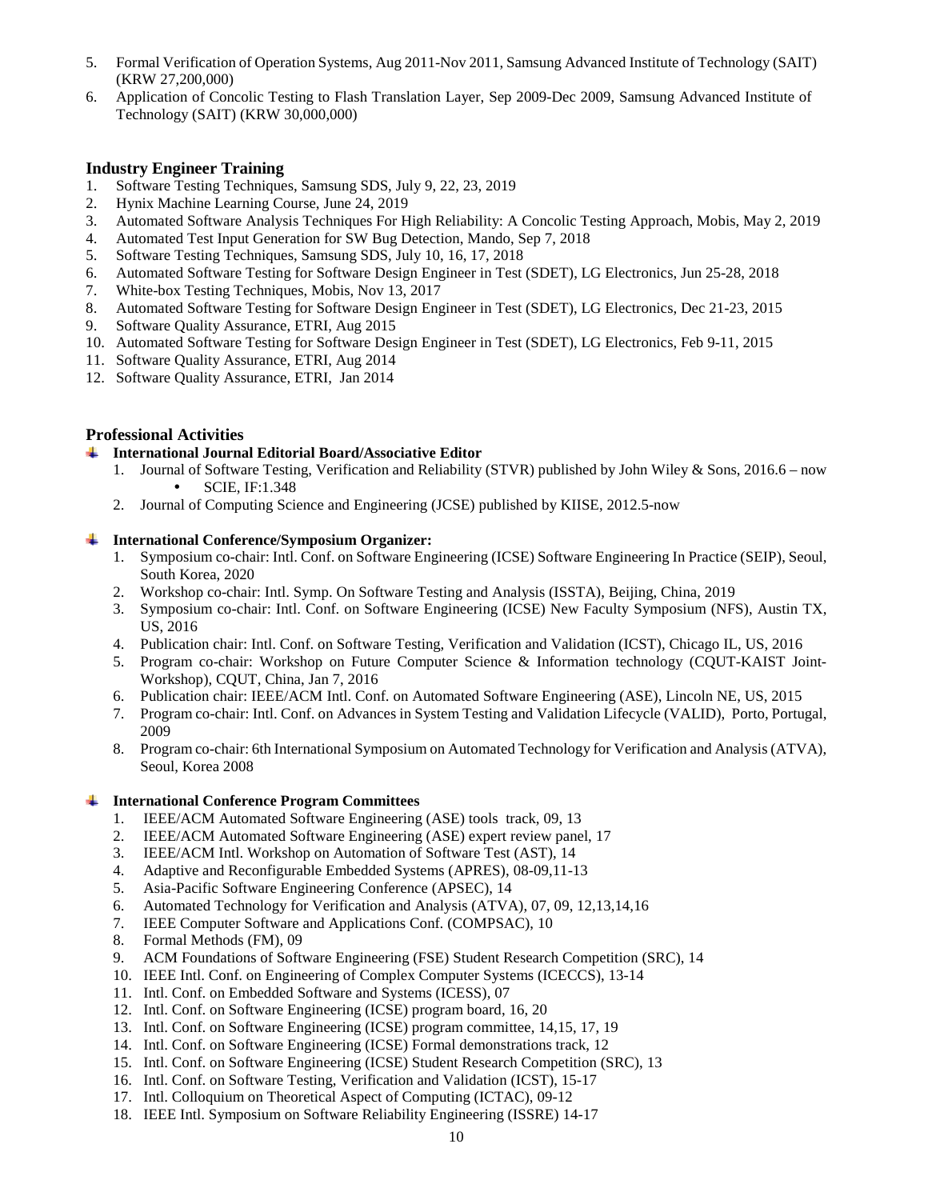5. Formal Verification of Operation Systems, Aug 2011-Nov 2011, Samsung Advanced Institute of Technology (SAIT) (KRW 27,200,000)
6. Application of Concolic Testing to Flash Translation Layer, Sep 2009-Dec 2009, Samsung Advanced Institute of Technology (SAIT) (KRW 30,000,000)

## Industry Engineer Training

1. Software Testing Techniques, Samsung SDS, July 9, 22, 23, 2019
2. Hynix Machine Learning Course, June 24, 2019
3. Automated Software Analysis Techniques For High Reliability: A Concolic Testing Approach, Mobis, May 2, 2019
4. Automated Test Input Generation for SW Bug Detection, Mando, Sep 7, 2018
5. Software Testing Techniques, Samsung SDS, July 10, 16, 17, 2018
6. Automated Software Testing for Software Design Engineer in Test (SDET), LG Electronics, Jun 25-28, 2018
7. White-box Testing Techniques, Mobis, Nov 13, 2017
8. Automated Software Testing for Software Design Engineer in Test (SDET), LG Electronics, Dec 21-23, 2015
9. Software Quality Assurance, ETRI, Aug 2015
10. Automated Software Testing for Software Design Engineer in Test (SDET), LG Electronics, Feb 9-11, 2015
11. Software Quality Assurance, ETRI, Aug 2014
12. Software Quality Assurance, ETRI, Jan 2014

## Professional Activities

- **International Journal Editorial Board/Associative Editor**
  1. Journal of Software Testing, Verification and Reliability (STVR) published by John Wiley & Sons, 2016.6 – now
     - SCIE, IF:1.348
  2. Journal of Computing Science and Engineering (JCSE) published by KIISE, 2012.5-now

- **International Conference/Symposium Organizer:**
  1. Symposium co-chair: Intl. Conf. on Software Engineering (ICSE) Software Engineering In Practice (SEIP), Seoul, South Korea, 2020
  2. Workshop co-chair: Intl. Symp. On Software Testing and Analysis (ISSTA), Beijing, China, 2019
  3. Symposium co-chair: Intl. Conf. on Software Engineering (ICSE) New Faculty Symposium (NFS), Austin TX, US, 2016
  4. Publication chair: Intl. Conf. on Software Testing, Verification and Validation (ICST), Chicago IL, US, 2016
  5. Program co-chair: Workshop on Future Computer Science & Information technology (CQUT-KAIST Joint-Workshop), CQUT, China, Jan 7, 2016
  6. Publication chair: IEEE/ACM Intl. Conf. on Automated Software Engineering (ASE), Lincoln NE, US, 2015
  7. Program co-chair: Intl. Conf. on Advances in System Testing and Validation Lifecycle (VALID), Porto, Portugal, 2009
  8. Program co-chair: 6th International Symposium on Automated Technology for Verification and Analysis (ATVA), Seoul, Korea 2008

- **International Conference Program Committees**
  1. IEEE/ACM Automated Software Engineering (ASE) tools track, 09, 13
  2. IEEE/ACM Automated Software Engineering (ASE) expert review panel, 17
  3. IEEE/ACM Intl. Workshop on Automation of Software Test (AST), 14
  4. Adaptive and Reconfigurable Embedded Systems (APRES), 08-09,11-13
  5. Asia-Pacific Software Engineering Conference (APSEC), 14
  6. Automated Technology for Verification and Analysis (ATVA), 07, 09, 12,13,14,16
  7. IEEE Computer Software and Applications Conf. (COMPSAC), 10
  8. Formal Methods (FM), 09
  9. ACM Foundations of Software Engineering (FSE) Student Research Competition (SRC), 14
  10. IEEE Intl. Conf. on Engineering of Complex Computer Systems (ICECCS), 13-14
  11. Intl. Conf. on Embedded Software and Systems (ICESS), 07
  12. Intl. Conf. on Software Engineering (ICSE) program board, 16, 20
  13. Intl. Conf. on Software Engineering (ICSE) program committee, 14,15, 17, 19
  14. Intl. Conf. on Software Engineering (ICSE) Formal demonstrations track, 12
  15. Intl. Conf. on Software Engineering (ICSE) Student Research Competition (SRC), 13
  16. Intl. Conf. on Software Testing, Verification and Validation (ICST), 15-17
  17. Intl. Colloquium on Theoretical Aspect of Computing (ICTAC), 09-12
  18. IEEE Intl. Symposium on Software Reliability Engineering (ISSRE) 14-17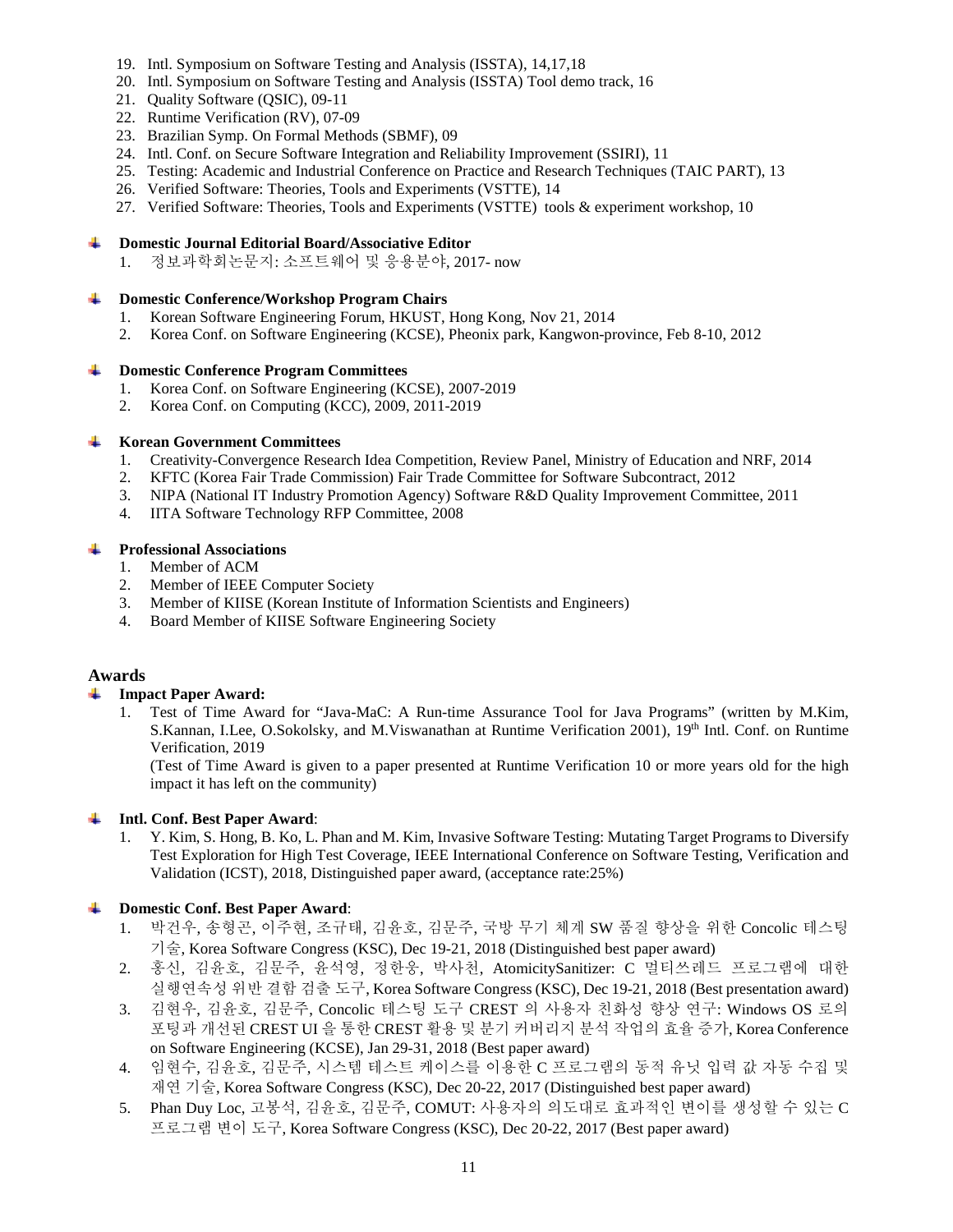19. Intl. Symposium on Software Testing and Analysis (ISSTA), 14,17,18
20. Intl. Symposium on Software Testing and Analysis (ISSTA) Tool demo track, 16
21. Quality Software (QSIC), 09-11
22. Runtime Verification (RV), 07-09
23. Brazilian Symp. On Formal Methods (SBMF), 09
24. Intl. Conf. on Secure Software Integration and Reliability Improvement (SSIRI), 11
25. Testing: Academic and Industrial Conference on Practice and Research Techniques (TAIC PART), 13
26. Verified Software: Theories, Tools and Experiments (VSTTE), 14
27. Verified Software: Theories, Tools and Experiments (VSTTE) tools & experiment workshop, 10

- **Domestic Journal Editorial Board/Associative Editor**
  1. 정보과학회논문지: 소프트웨어 및 응용분야, 2017- now

- **Domestic Conference/Workshop Program Chairs**
  1. Korean Software Engineering Forum, HKUST, Hong Kong, Nov 21, 2014
  2. Korea Conf. on Software Engineering (KCSE), Pheonix park, Kangwon-province, Feb 8-10, 2012

- **Domestic Conference Program Committees**
  1. Korea Conf. on Software Engineering (KCSE), 2007-2019
  2. Korea Conf. on Computing (KCC), 2009, 2011-2019

- **Korean Government Committees**
  1. Creativity-Convergence Research Idea Competition, Review Panel, Ministry of Education and NRF, 2014
  2. KFTC (Korea Fair Trade Commission) Fair Trade Committee for Software Subcontract, 2012
  3. NIPA (National IT Industry Promotion Agency) Software R&D Quality Improvement Committee, 2011
  4. IITA Software Technology RFP Committee, 2008

- **Professional Associations**
  1. Member of ACM
  2. Member of IEEE Computer Society
  3. Member of KIISE (Korean Institute of Information Scientists and Engineers)
  4. Board Member of KIISE Software Engineering Society

## Awards

- **Impact Paper Award:**
  1. Test of Time Award for "Java-MaC: A Run-time Assurance Tool for Java Programs" (written by M.Kim, S.Kannan, I.Lee, O.Sokolsky, and M.Viswanathan at Runtime Verification 2001), 19th Intl. Conf. on Runtime Verification, 2019
     (Test of Time Award is given to a paper presented at Runtime Verification 10 or more years old for the high impact it has left on the community)

- **Intl. Conf. Best Paper Award**:
  1. Y. Kim, S. Hong, B. Ko, L. Phan and M. Kim, Invasive Software Testing: Mutating Target Programs to Diversify Test Exploration for High Test Coverage, IEEE International Conference on Software Testing, Verification and Validation (ICST), 2018, Distinguished paper award, (acceptance rate:25%)

- **Domestic Conf. Best Paper Award**:
  1. 박건우, 송형곤, 이주현, 조규태, 김윤호, 김문주, 국방 무기 체계 SW 품질 향상을 위한 Concolic 테스팅 기술, Korea Software Congress (KSC), Dec 19-21, 2018 (Distinguished best paper award)
  2. 홍신, 김윤호, 김문주, 윤석영, 정한웅, 박사천, AtomicitySanitizer: C 멀티쓰레드 프로그램에 대한 실행연속성 위반 결함 검출 도구, Korea Software Congress (KSC), Dec 19-21, 2018 (Best presentation award)
  3. 김현우, 김윤호, 김문주, Concolic 테스팅 도구 CREST 의 사용자 친화성 향상 연구: Windows OS 로의 포팅과 개선된 CREST UI 을 통한 CREST 활용 및 분기 커버리지 분석 작업의 효율 증가, Korea Conference on Software Engineering (KCSE), Jan 29-31, 2018 (Best paper award)
  4. 임현수, 김윤호, 김문주, 시스템 테스트 케이스를 이용한 C 프로그램의 동적 유닛 입력 값 자동 수집 및 재연 기술, Korea Software Congress (KSC), Dec 20-22, 2017 (Distinguished best paper award)
  5. Phan Duy Loc, 고봉석, 김윤호, 김문주, COMUT: 사용자의 의도대로 효과적인 변이를 생성할 수 있는 C 프로그램 변이 도구, Korea Software Congress (KSC), Dec 20-22, 2017 (Best paper award)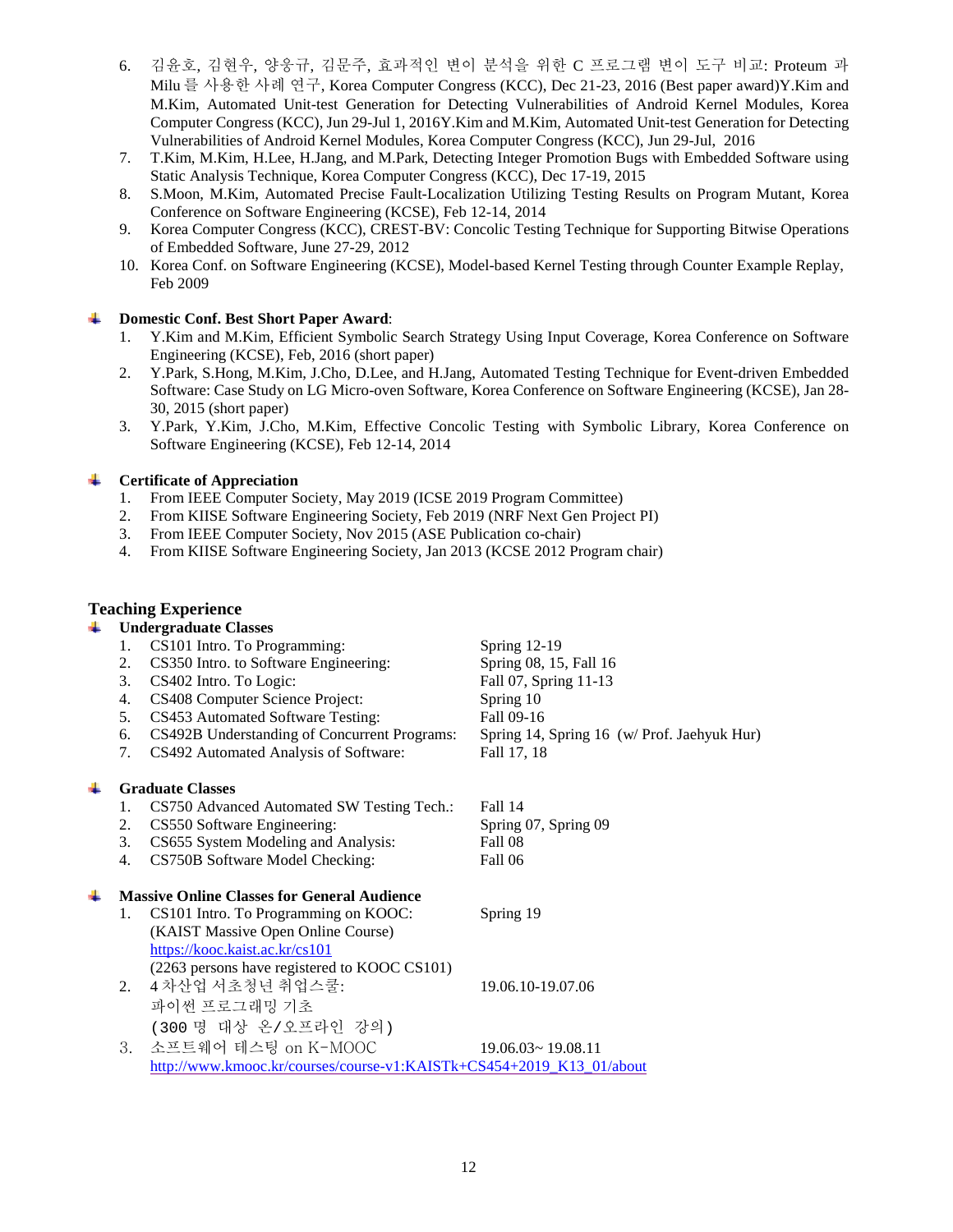6. 김윤호, 김현우, 양웅규, 김문주, 효과적인 변이 분석을 위한 C 프로그램 변이 도구 비교: Proteum 과 Milu 를 사용한 사례 연구, Korea Computer Congress (KCC), Dec 21-23, 2016 (Best paper award)Y.Kim and M.Kim, Automated Unit-test Generation for Detecting Vulnerabilities of Android Kernel Modules, Korea Computer Congress (KCC), Jun 29-Jul 1, 2016Y.Kim and M.Kim, Automated Unit-test Generation for Detecting Vulnerabilities of Android Kernel Modules, Korea Computer Congress (KCC), Jun 29-Jul, 2016
7. T.Kim, M.Kim, H.Lee, H.Jang, and M.Park, Detecting Integer Promotion Bugs with Embedded Software using Static Analysis Technique, Korea Computer Congress (KCC), Dec 17-19, 2015
8. S.Moon, M.Kim, Automated Precise Fault-Localization Utilizing Testing Results on Program Mutant, Korea Conference on Software Engineering (KCSE), Feb 12-14, 2014
9. Korea Computer Congress (KCC), CREST-BV: Concolic Testing Technique for Supporting Bitwise Operations of Embedded Software, June 27-29, 2012
10. Korea Conf. on Software Engineering (KCSE), Model-based Kernel Testing through Counter Example Replay, Feb 2009

- **Domestic Conf. Best Short Paper Award**:
  1. Y.Kim and M.Kim, Efficient Symbolic Search Strategy Using Input Coverage, Korea Conference on Software Engineering (KCSE), Feb, 2016 (short paper)
  2. Y.Park, S.Hong, M.Kim, J.Cho, D.Lee, and H.Jang, Automated Testing Technique for Event-driven Embedded Software: Case Study on LG Micro-oven Software, Korea Conference on Software Engineering (KCSE), Jan 28-30, 2015 (short paper)
  3. Y.Park, Y.Kim, J.Cho, M.Kim, Effective Concolic Testing with Symbolic Library, Korea Conference on Software Engineering (KCSE), Feb 12-14, 2014

- **Certificate of Appreciation**
  1. From IEEE Computer Society, May 2019 (ICSE 2019 Program Committee)
  2. From KIISE Software Engineering Society, Feb 2019 (NRF Next Gen Project PI)
  3. From IEEE Computer Society, Nov 2015 (ASE Publication co-chair)
  4. From KIISE Software Engineering Society, Jan 2013 (KCSE 2012 Program chair)

## Teaching Experience

- **Undergraduate Classes**
  1. CS101 Intro. To Programming: Spring 12-19
  2. CS350 Intro. to Software Engineering: Spring 08, 15, Fall 16
  3. CS402 Intro. To Logic: Fall 07, Spring 11-13
  4. CS408 Computer Science Project: Spring 10
  5. CS453 Automated Software Testing: Fall 09-16
  6. CS492B Understanding of Concurrent Programs: Spring 14, Spring 16 (w/ Prof. Jaehyuk Hur)
  7. CS492 Automated Analysis of Software: Fall 17, 18

- **Graduate Classes**
  1. CS750 Advanced Automated SW Testing Tech.: Fall 14
  2. CS550 Software Engineering: Spring 07, Spring 09
  3. CS655 System Modeling and Analysis: Fall 08
  4. CS750B Software Model Checking: Fall 06

- **Massive Online Classes for General Audience**
  1. CS101 Intro. To Programming on KOOC: Spring 19
     (KAIST Massive Open Online Course)
     https://kooc.kaist.ac.kr/cs101
     (2263 persons have registered to KOOC CS101)
  2. 4 차산업 서초청년 취업스쿨: 19.06.10-19.07.06
     파이썬 프로그래밍 기초
     (300 명 대상 온/오프라인 강의)
  3. 소프트웨어 테스팅 on K-MOOC 19.06.03~ 19.08.11
     http://www.kmooc.kr/courses/course-v1:KAISTk+CS454+2019_K13_01/about